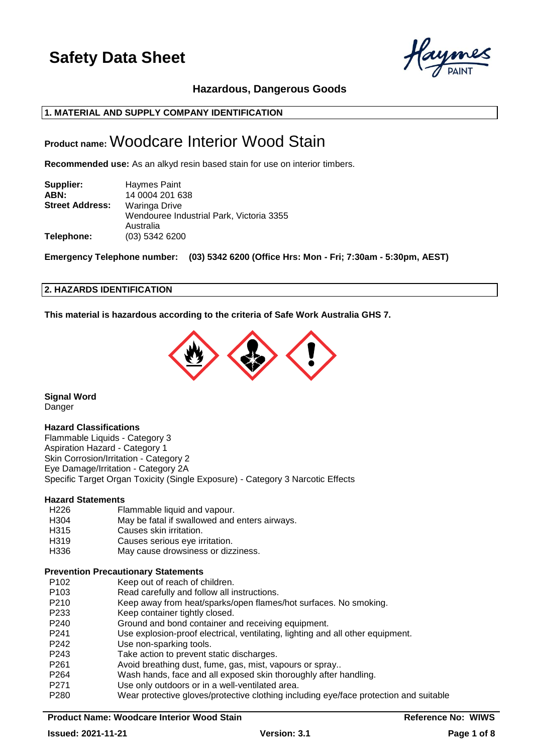# Safety Data Sheet

**Hazardous, Dangerous Goods**

## 1. MATERIAL AND SUPPLY COMPANY IDENTIFICATION

**Product name:** Woodcare Interior Wood Stain

**Recommended use:** As an alkyd resin based stain for use on interior timbers.

**Supplier:** Haymes Paint
**ABN:** 14 0004 201 638
**Street Address:** Waringa Drive
Wendouree Industrial Park, Victoria 3355
Australia
**Telephone:** (03) 5342 6200

**Emergency Telephone number: (03) 5342 6200 (Office Hrs: Mon - Fri; 7:30am - 5:30pm, AEST)**

## 2. HAZARDS IDENTIFICATION

**This material is hazardous according to the criteria of Safe Work Australia GHS 7.**

**Signal Word**
Danger

**Hazard Classifications**
Flammable Liquids - Category 3
Aspiration Hazard - Category 1
Skin Corrosion/Irritation - Category 2
Eye Damage/Irritation - Category 2A
Specific Target Organ Toxicity (Single Exposure) - Category 3 Narcotic Effects

**Hazard Statements**

| | |
|---|---|
| H226 | Flammable liquid and vapour. |
| H304 | May be fatal if swallowed and enters airways. |
| H315 | Causes skin irritation. |
| H319 | Causes serious eye irritation. |
| H336 | May cause drowsiness or dizziness. |

**Prevention Precautionary Statements**

| | |
|---|---|
| P102 | Keep out of reach of children. |
| P103 | Read carefully and follow all instructions. |
| P210 | Keep away from heat/sparks/open flames/hot surfaces. No smoking. |
| P233 | Keep container tightly closed. |
| P240 | Ground and bond container and receiving equipment. |
| P241 | Use explosion-proof electrical, ventilating, lighting and all other equipment. |
| P242 | Use non-sparking tools. |
| P243 | Take action to prevent static discharges. |
| P261 | Avoid breathing dust, fume, gas, mist, vapours or spray.. |
| P264 | Wash hands, face and all exposed skin thoroughly after handling. |
| P271 | Use only outdoors or in a well-ventilated area. |
| P280 | Wear protective gloves/protective clothing including eye/face protection and suitable |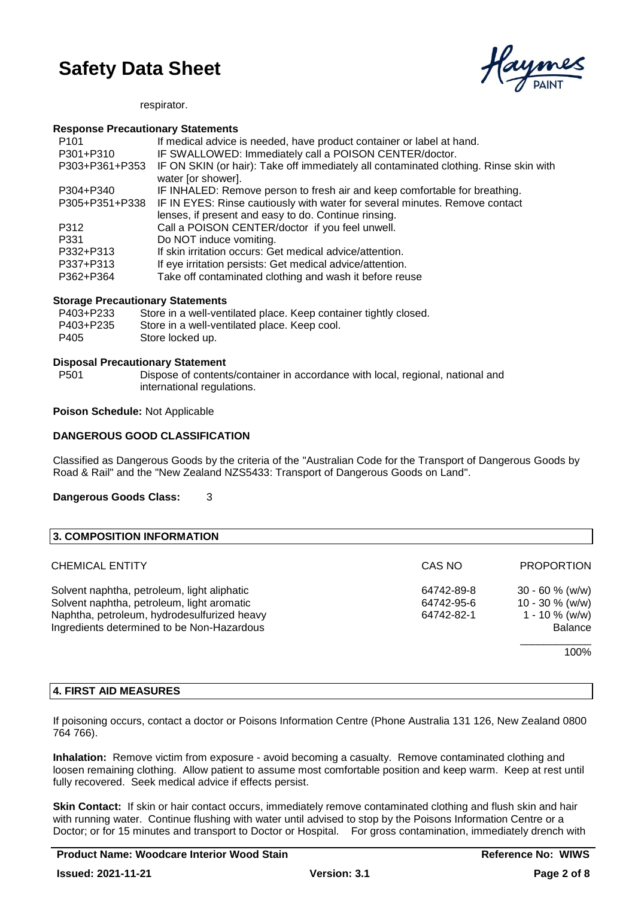respirator.

**Response Precautionary Statements**

| | |
|---|---|
| P101 | If medical advice is needed, have product container or label at hand. |
| P301+P310 | IF SWALLOWED: Immediately call a POISON CENTER/doctor. |
| P303+P361+P353 | IF ON SKIN (or hair): Take off immediately all contaminated clothing. Rinse skin with water [or shower]. |
| P304+P340 | IF INHALED: Remove person to fresh air and keep comfortable for breathing. |
| P305+P351+P338 | IF IN EYES: Rinse cautiously with water for several minutes. Remove contact lenses, if present and easy to do. Continue rinsing. |
| P312 | Call a POISON CENTER/doctor if you feel unwell. |
| P331 | Do NOT induce vomiting. |
| P332+P313 | If skin irritation occurs: Get medical advice/attention. |
| P337+P313 | If eye irritation persists: Get medical advice/attention. |
| P362+P364 | Take off contaminated clothing and wash it before reuse |

**Storage Precautionary Statements**

| | |
|---|---|
| P403+P233 | Store in a well-ventilated place. Keep container tightly closed. |
| P403+P235 | Store in a well-ventilated place. Keep cool. |
| P405 | Store locked up. |

**Disposal Precautionary Statement**

| | |
|---|---|
| P501 | Dispose of contents/container in accordance with local, regional, national and international regulations. |

**Poison Schedule:** Not Applicable

**DANGEROUS GOOD CLASSIFICATION**

Classified as Dangerous Goods by the criteria of the "Australian Code for the Transport of Dangerous Goods by Road & Rail" and the "New Zealand NZS5433: Transport of Dangerous Goods on Land".

**Dangerous Goods Class:** 3

## 3. COMPOSITION INFORMATION

| CHEMICAL ENTITY | CAS NO | PROPORTION |
|---|---|---|
| Solvent naphtha, petroleum, light aliphatic | 64742-89-8 | 30 - 60 % (w/w) |
| Solvent naphtha, petroleum, light aromatic | 64742-95-6 | 10 - 30 % (w/w) |
| Naphtha, petroleum, hydrodesulfurized heavy | 64742-82-1 | 1 - 10 % (w/w) |
| Ingredients determined to be Non-Hazardous | | Balance |
| | | 100% |

## 4. FIRST AID MEASURES

If poisoning occurs, contact a doctor or Poisons Information Centre (Phone Australia 131 126, New Zealand 0800 764 766).

**Inhalation:** Remove victim from exposure - avoid becoming a casualty. Remove contaminated clothing and loosen remaining clothing. Allow patient to assume most comfortable position and keep warm. Keep at rest until fully recovered. Seek medical advice if effects persist.

**Skin Contact:** If skin or hair contact occurs, immediately remove contaminated clothing and flush skin and hair with running water. Continue flushing with water until advised to stop by the Poisons Information Centre or a Doctor; or for 15 minutes and transport to Doctor or Hospital. For gross contamination, immediately drench with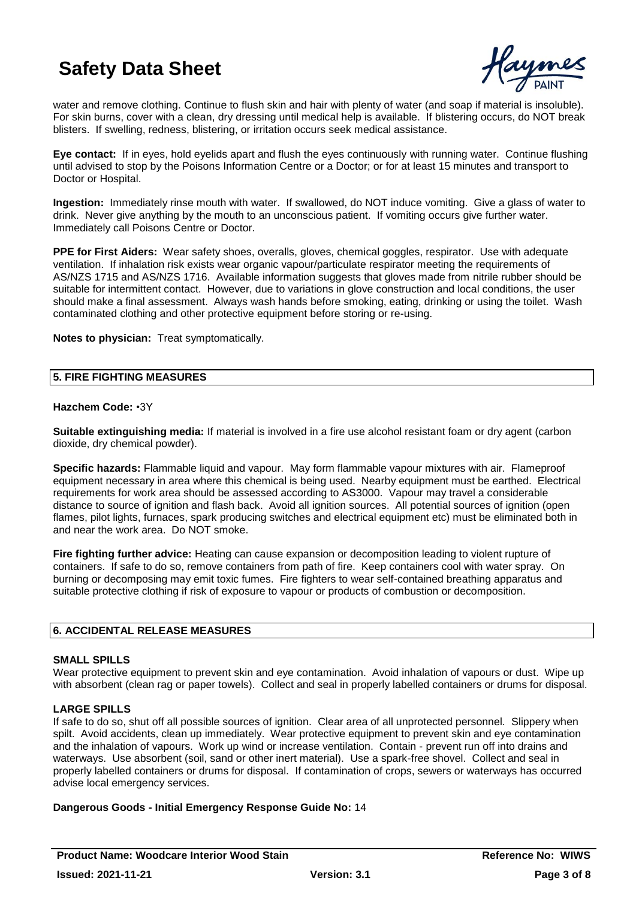water and remove clothing. Continue to flush skin and hair with plenty of water (and soap if material is insoluble). For skin burns, cover with a clean, dry dressing until medical help is available. If blistering occurs, do NOT break blisters. If swelling, redness, blistering, or irritation occurs seek medical assistance.

**Eye contact:** If in eyes, hold eyelids apart and flush the eyes continuously with running water. Continue flushing until advised to stop by the Poisons Information Centre or a Doctor; or for at least 15 minutes and transport to Doctor or Hospital.

**Ingestion:** Immediately rinse mouth with water. If swallowed, do NOT induce vomiting. Give a glass of water to drink. Never give anything by the mouth to an unconscious patient. If vomiting occurs give further water. Immediately call Poisons Centre or Doctor.

**PPE for First Aiders:** Wear safety shoes, overalls, gloves, chemical goggles, respirator. Use with adequate ventilation. If inhalation risk exists wear organic vapour/particulate respirator meeting the requirements of AS/NZS 1715 and AS/NZS 1716. Available information suggests that gloves made from nitrile rubber should be suitable for intermittent contact. However, due to variations in glove construction and local conditions, the user should make a final assessment. Always wash hands before smoking, eating, drinking or using the toilet. Wash contaminated clothing and other protective equipment before storing or re-using.

**Notes to physician:** Treat symptomatically.

## 5. FIRE FIGHTING MEASURES

**Hazchem Code:** •3Y

**Suitable extinguishing media:** If material is involved in a fire use alcohol resistant foam or dry agent (carbon dioxide, dry chemical powder).

**Specific hazards:** Flammable liquid and vapour. May form flammable vapour mixtures with air. Flameproof equipment necessary in area where this chemical is being used. Nearby equipment must be earthed. Electrical requirements for work area should be assessed according to AS3000. Vapour may travel a considerable distance to source of ignition and flash back. Avoid all ignition sources. All potential sources of ignition (open flames, pilot lights, furnaces, spark producing switches and electrical equipment etc) must be eliminated both in and near the work area. Do NOT smoke.

**Fire fighting further advice:** Heating can cause expansion or decomposition leading to violent rupture of containers. If safe to do so, remove containers from path of fire. Keep containers cool with water spray. On burning or decomposing may emit toxic fumes. Fire fighters to wear self-contained breathing apparatus and suitable protective clothing if risk of exposure to vapour or products of combustion or decomposition.

## 6. ACCIDENTAL RELEASE MEASURES

### SMALL SPILLS

Wear protective equipment to prevent skin and eye contamination. Avoid inhalation of vapours or dust. Wipe up with absorbent (clean rag or paper towels). Collect and seal in properly labelled containers or drums for disposal.

### LARGE SPILLS

If safe to do so, shut off all possible sources of ignition. Clear area of all unprotected personnel. Slippery when spilt. Avoid accidents, clean up immediately. Wear protective equipment to prevent skin and eye contamination and the inhalation of vapours. Work up wind or increase ventilation. Contain - prevent run off into drains and waterways. Use absorbent (soil, sand or other inert material). Use a spark-free shovel. Collect and seal in properly labelled containers or drums for disposal. If contamination of crops, sewers or waterways has occurred advise local emergency services.

**Dangerous Goods - Initial Emergency Response Guide No:** 14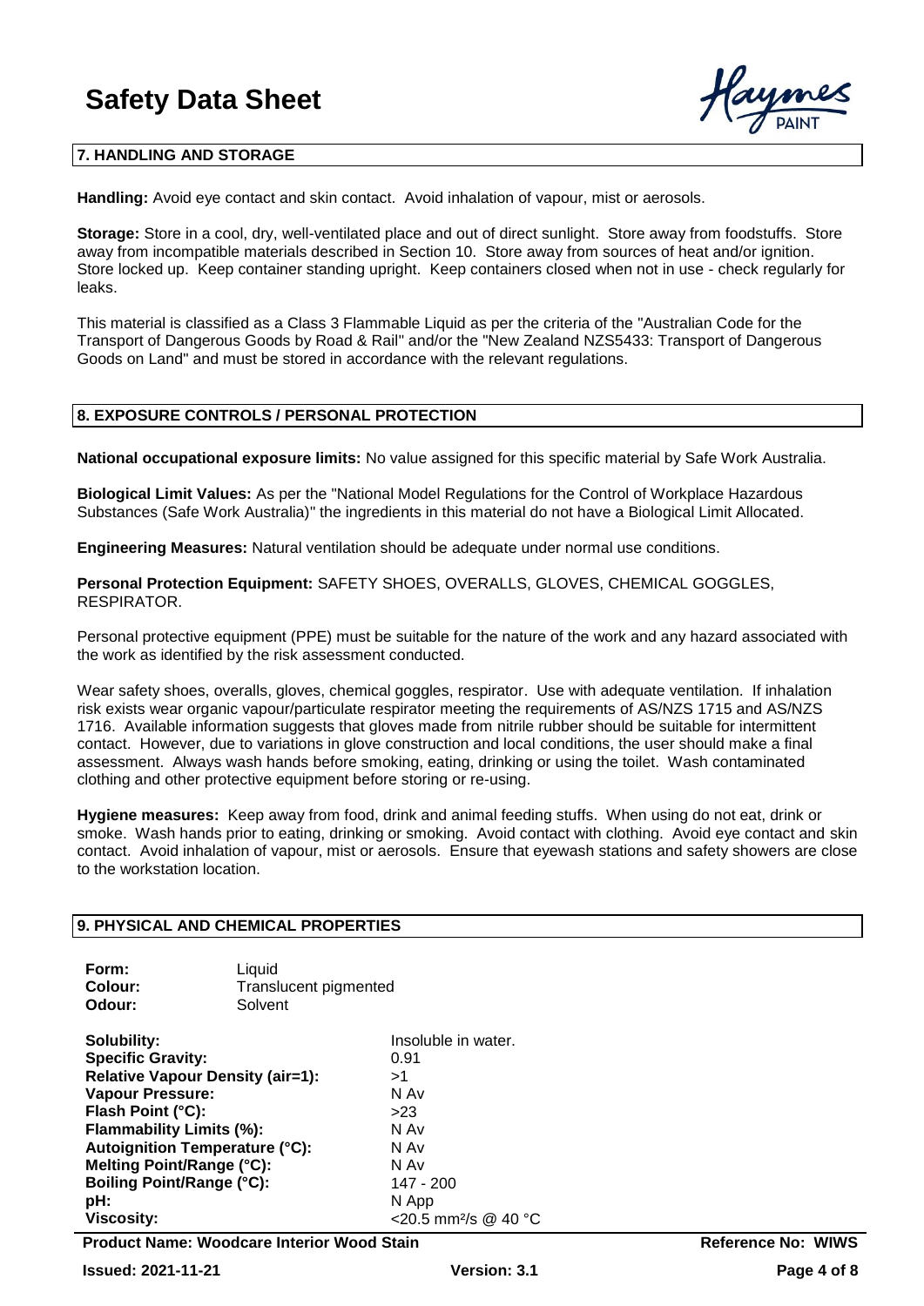## 7. HANDLING AND STORAGE

**Handling:** Avoid eye contact and skin contact. Avoid inhalation of vapour, mist or aerosols.

**Storage:** Store in a cool, dry, well-ventilated place and out of direct sunlight. Store away from foodstuffs. Store away from incompatible materials described in Section 10. Store away from sources of heat and/or ignition. Store locked up. Keep container standing upright. Keep containers closed when not in use - check regularly for leaks.

This material is classified as a Class 3 Flammable Liquid as per the criteria of the "Australian Code for the Transport of Dangerous Goods by Road & Rail" and/or the "New Zealand NZS5433: Transport of Dangerous Goods on Land" and must be stored in accordance with the relevant regulations.

## 8. EXPOSURE CONTROLS / PERSONAL PROTECTION

**National occupational exposure limits:** No value assigned for this specific material by Safe Work Australia.

**Biological Limit Values:** As per the "National Model Regulations for the Control of Workplace Hazardous Substances (Safe Work Australia)" the ingredients in this material do not have a Biological Limit Allocated.

**Engineering Measures:** Natural ventilation should be adequate under normal use conditions.

**Personal Protection Equipment:** SAFETY SHOES, OVERALLS, GLOVES, CHEMICAL GOGGLES, RESPIRATOR.

Personal protective equipment (PPE) must be suitable for the nature of the work and any hazard associated with the work as identified by the risk assessment conducted.

Wear safety shoes, overalls, gloves, chemical goggles, respirator. Use with adequate ventilation. If inhalation risk exists wear organic vapour/particulate respirator meeting the requirements of AS/NZS 1715 and AS/NZS 1716. Available information suggests that gloves made from nitrile rubber should be suitable for intermittent contact. However, due to variations in glove construction and local conditions, the user should make a final assessment. Always wash hands before smoking, eating, drinking or using the toilet. Wash contaminated clothing and other protective equipment before storing or re-using.

**Hygiene measures:** Keep away from food, drink and animal feeding stuffs. When using do not eat, drink or smoke. Wash hands prior to eating, drinking or smoking. Avoid contact with clothing. Avoid eye contact and skin contact. Avoid inhalation of vapour, mist or aerosols. Ensure that eyewash stations and safety showers are close to the workstation location.

## 9. PHYSICAL AND CHEMICAL PROPERTIES

**Form:** Liquid
**Colour:** Translucent pigmented
**Odour:** Solvent

| | |
|---|---|
| **Solubility:** | Insoluble in water. |
| **Specific Gravity:** | 0.91 |
| **Relative Vapour Density (air=1):** | >1 |
| **Vapour Pressure:** | N Av |
| **Flash Point (°C):** | >23 |
| **Flammability Limits (%):** | N Av |
| **Autoignition Temperature (°C):** | N Av |
| **Melting Point/Range (°C):** | N Av |
| **Boiling Point/Range (°C):** | 147 - 200 |
| **pH:** | N App |
| **Viscosity:** | <20.5 $mm^2/s$ @ 40 °C |

**Product Name: Woodcare Interior Wood Stain** | **Reference No: WIWS**

**Issued: 2021-11-21** | **Version: 3.1**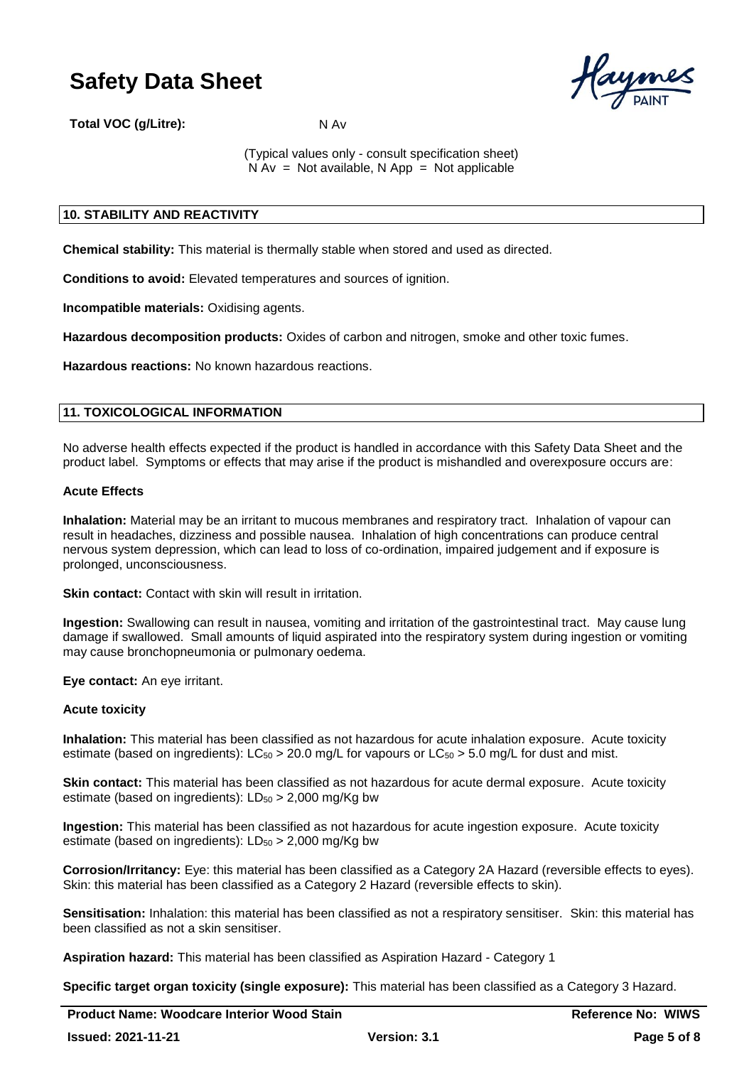**Total VOC (g/Litre):** N Av

(Typical values only - consult specification sheet)
N Av = Not available, N App = Not applicable

## 10. STABILITY AND REACTIVITY

**Chemical stability:** This material is thermally stable when stored and used as directed.

**Conditions to avoid:** Elevated temperatures and sources of ignition.

**Incompatible materials:** Oxidising agents.

**Hazardous decomposition products:** Oxides of carbon and nitrogen, smoke and other toxic fumes.

**Hazardous reactions:** No known hazardous reactions.

## 11. TOXICOLOGICAL INFORMATION

No adverse health effects expected if the product is handled in accordance with this Safety Data Sheet and the product label. Symptoms or effects that may arise if the product is mishandled and overexposure occurs are:

### Acute Effects

**Inhalation:** Material may be an irritant to mucous membranes and respiratory tract. Inhalation of vapour can result in headaches, dizziness and possible nausea. Inhalation of high concentrations can produce central nervous system depression, which can lead to loss of co-ordination, impaired judgement and if exposure is prolonged, unconsciousness.

**Skin contact:** Contact with skin will result in irritation.

**Ingestion:** Swallowing can result in nausea, vomiting and irritation of the gastrointestinal tract. May cause lung damage if swallowed. Small amounts of liquid aspirated into the respiratory system during ingestion or vomiting may cause bronchopneumonia or pulmonary oedema.

**Eye contact:** An eye irritant.

### Acute toxicity

**Inhalation:** This material has been classified as not hazardous for acute inhalation exposure. Acute toxicity estimate (based on ingredients): $LC_{50}$ > 20.0 mg/L for vapours or $LC_{50}$ > 5.0 mg/L for dust and mist.

**Skin contact:** This material has been classified as not hazardous for acute dermal exposure. Acute toxicity estimate (based on ingredients): $LD_{50}$ > 2,000 mg/Kg bw

**Ingestion:** This material has been classified as not hazardous for acute ingestion exposure. Acute toxicity estimate (based on ingredients): $LD_{50}$ > 2,000 mg/Kg bw

**Corrosion/Irritancy:** Eye: this material has been classified as a Category 2A Hazard (reversible effects to eyes). Skin: this material has been classified as a Category 2 Hazard (reversible effects to skin).

**Sensitisation:** Inhalation: this material has been classified as not a respiratory sensitiser. Skin: this material has been classified as not a skin sensitiser.

**Aspiration hazard:** This material has been classified as Aspiration Hazard - Category 1

**Specific target organ toxicity (single exposure):** This material has been classified as a Category 3 Hazard.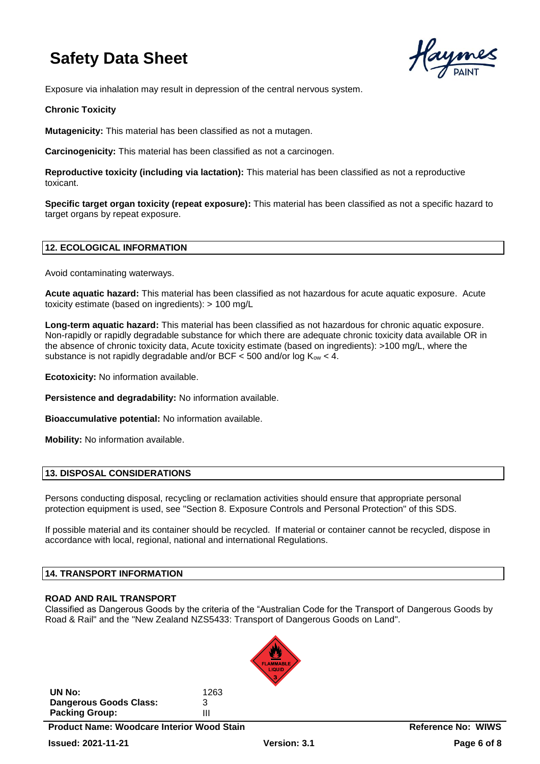Exposure via inhalation may result in depression of the central nervous system.

**Chronic Toxicity**

**Mutagenicity:** This material has been classified as not a mutagen.

**Carcinogenicity:** This material has been classified as not a carcinogen.

**Reproductive toxicity (including via lactation):** This material has been classified as not a reproductive toxicant.

**Specific target organ toxicity (repeat exposure):** This material has been classified as not a specific hazard to target organs by repeat exposure.

## 12. ECOLOGICAL INFORMATION

Avoid contaminating waterways.

**Acute aquatic hazard:** This material has been classified as not hazardous for acute aquatic exposure. Acute toxicity estimate (based on ingredients): > 100 mg/L

**Long-term aquatic hazard:** This material has been classified as not hazardous for chronic aquatic exposure. Non-rapidly or rapidly degradable substance for which there are adequate chronic toxicity data available OR in the absence of chronic toxicity data, Acute toxicity estimate (based on ingredients): >100 mg/L, where the substance is not rapidly degradable and/or BCF < 500 and/or log $K_{ow}$ < 4.

**Ecotoxicity:** No information available.

**Persistence and degradability:** No information available.

**Bioaccumulative potential:** No information available.

**Mobility:** No information available.

## 13. DISPOSAL CONSIDERATIONS

Persons conducting disposal, recycling or reclamation activities should ensure that appropriate personal protection equipment is used, see "Section 8. Exposure Controls and Personal Protection" of this SDS.

If possible material and its container should be recycled. If material or container cannot be recycled, dispose in accordance with local, regional, national and international Regulations.

## 14. TRANSPORT INFORMATION

**ROAD AND RAIL TRANSPORT**

Classified as Dangerous Goods by the criteria of the "Australian Code for the Transport of Dangerous Goods by Road & Rail" and the "New Zealand NZS5433: Transport of Dangerous Goods on Land".

FLAMMABLE LIQUID 3

| | |
|---|---|
| **UN No:** | 1263 |
| **Dangerous Goods Class:** | 3 |
| **Packing Group:** | III |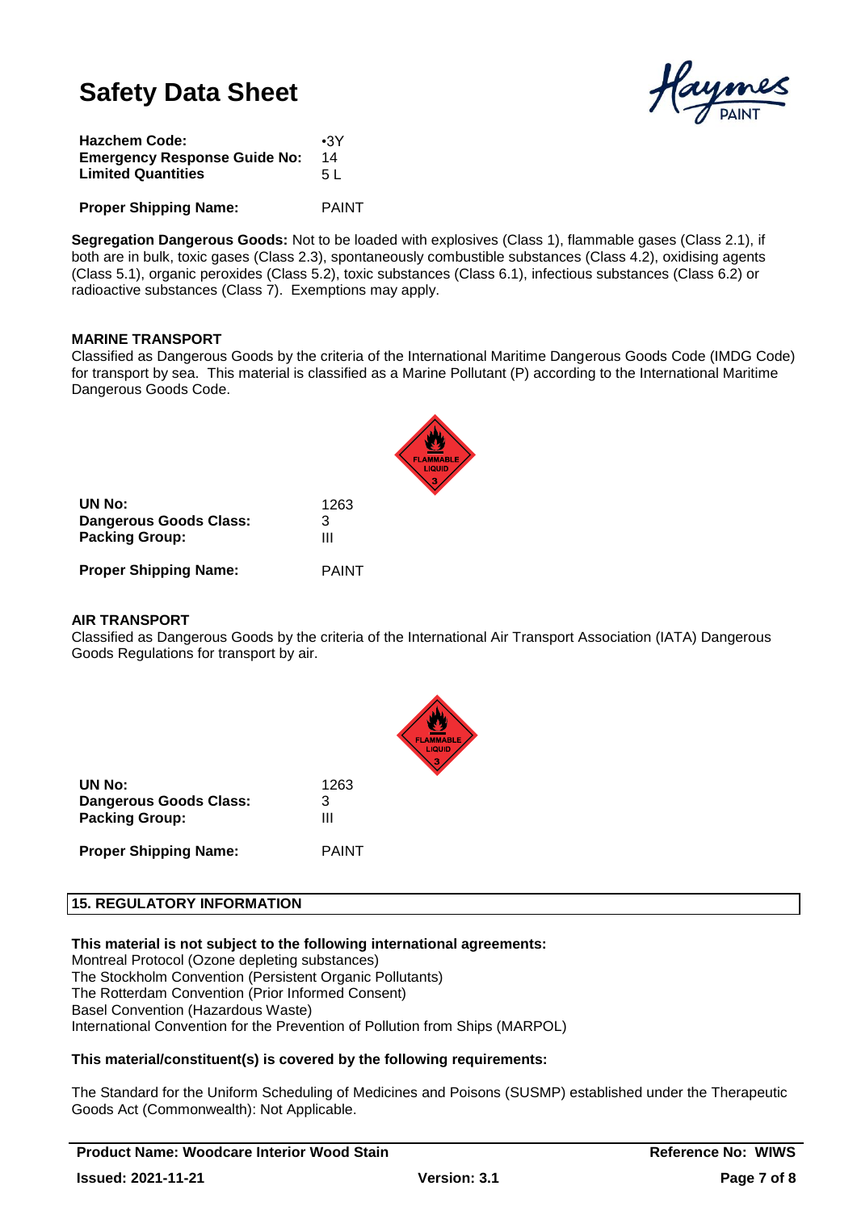| | |
|---|---|
| **Hazchem Code:** | •3Y |
| **Emergency Response Guide No:** | 14 |
| **Limited Quantities** | 5 L |
| **Proper Shipping Name:** | PAINT |

**Segregation Dangerous Goods:** Not to be loaded with explosives (Class 1), flammable gases (Class 2.1), if both are in bulk, toxic gases (Class 2.3), spontaneously combustible substances (Class 4.2), oxidising agents (Class 5.1), organic peroxides (Class 5.2), toxic substances (Class 6.1), infectious substances (Class 6.2) or radioactive substances (Class 7). Exemptions may apply.

**MARINE TRANSPORT**

Classified as Dangerous Goods by the criteria of the International Maritime Dangerous Goods Code (IMDG Code) for transport by sea. This material is classified as a Marine Pollutant (P) according to the International Maritime Dangerous Goods Code.

| | |
|---|---|
| **UN No:** | 1263 |
| **Dangerous Goods Class:** | 3 |
| **Packing Group:** | III |
| **Proper Shipping Name:** | PAINT |

**AIR TRANSPORT**

Classified as Dangerous Goods by the criteria of the International Air Transport Association (IATA) Dangerous Goods Regulations for transport by air.

| | |
|---|---|
| **UN No:** | 1263 |
| **Dangerous Goods Class:** | 3 |
| **Packing Group:** | III |
| **Proper Shipping Name:** | PAINT |

## 15. REGULATORY INFORMATION

**This material is not subject to the following international agreements:**

Montreal Protocol (Ozone depleting substances)
The Stockholm Convention (Persistent Organic Pollutants)
The Rotterdam Convention (Prior Informed Consent)
Basel Convention (Hazardous Waste)
International Convention for the Prevention of Pollution from Ships (MARPOL)

**This material/constituent(s) is covered by the following requirements:**

The Standard for the Uniform Scheduling of Medicines and Poisons (SUSMP) established under the Therapeutic Goods Act (Commonwealth): Not Applicable.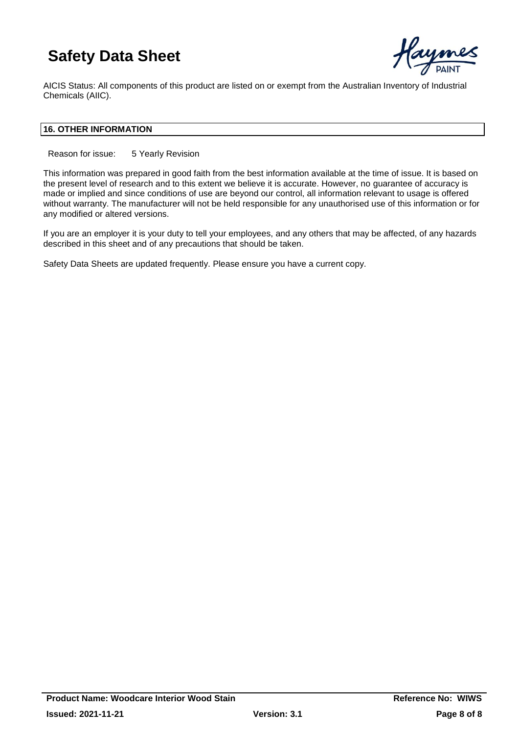AICIS Status: All components of this product are listed on or exempt from the Australian Inventory of Industrial Chemicals (AIIC).

## 16. OTHER INFORMATION

Reason for issue: 5 Yearly Revision

This information was prepared in good faith from the best information available at the time of issue. It is based on the present level of research and to this extent we believe it is accurate. However, no guarantee of accuracy is made or implied and since conditions of use are beyond our control, all information relevant to usage is offered without warranty. The manufacturer will not be held responsible for any unauthorised use of this information or for any modified or altered versions.

If you are an employer it is your duty to tell your employees, and any others that may be affected, of any hazards described in this sheet and of any precautions that should be taken.

Safety Data Sheets are updated frequently. Please ensure you have a current copy.